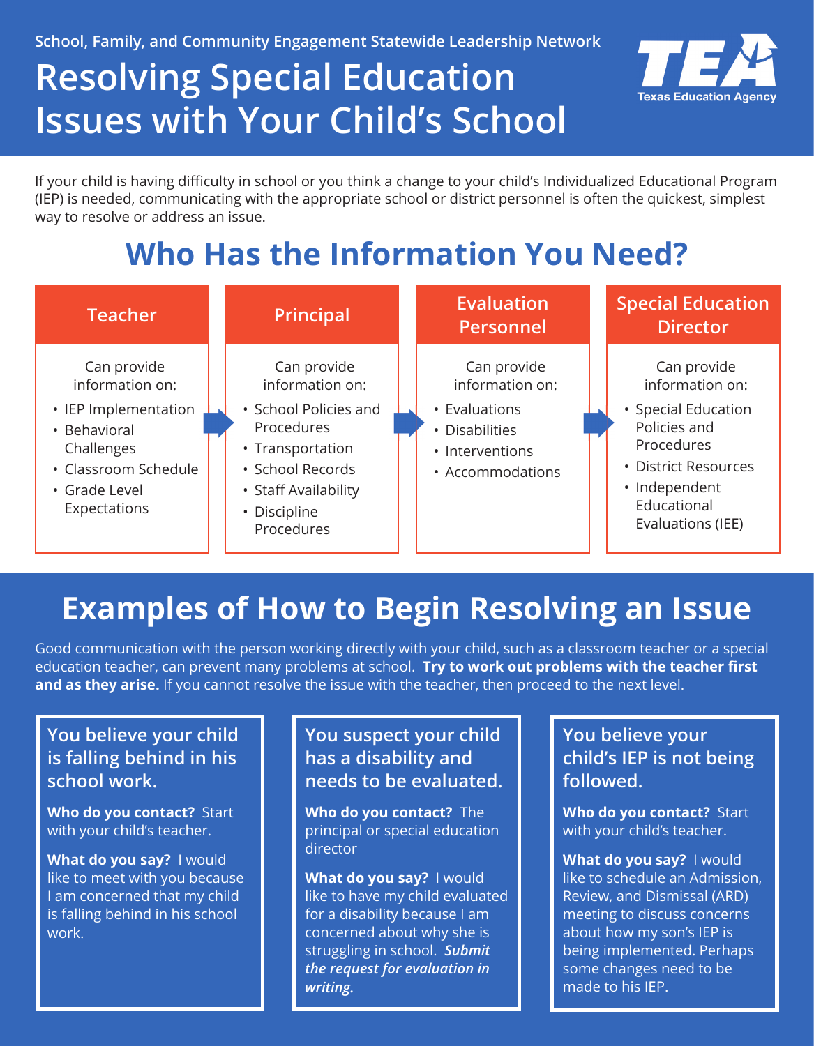School, Family, and Community Engagement Statewide Leadership Network

# Resolving Special Education Issues with Your Child's School

TEA Texas Education Agency

If your child is having difficulty in school or you think a change to your child's Individualized Educational Program (IEP) is needed, communicating with the appropriate school or district personnel is often the quickest, simplest way to resolve or address an issue.

## Who Has the Information You Need?

### Teacher

Can provide information on:

- IEP Implementation
- Behavioral Challenges
- Classroom Schedule
- Grade Level Expectations

### Principal

Can provide information on:

- School Policies and Procedures
- Transportation
- School Records
- Staff Availability
- Discipline Procedures

### Evaluation Personnel

Can provide information on:

- Evaluations
- Disabilities
- Interventions
- Accommodations

### Special Education Director

Can provide information on:

- Special Education Policies and Procedures
- District Resources
- Independent Educational Evaluations (IEE)

## Examples of How to Begin Resolving an Issue

Good communication with the person working directly with your child, such as a classroom teacher or a special education teacher, can prevent many problems at school. **Try to work out problems with the teacher first and as they arise.** If you cannot resolve the issue with the teacher, then proceed to the next level.

### You believe your child is falling behind in his school work.

**Who do you contact?** Start with your child's teacher.

**What do you say?** I would like to meet with you because I am concerned that my child is falling behind in his school work.

### You suspect your child has a disability and needs to be evaluated.

**Who do you contact?** The principal or special education director

**What do you say?** I would like to have my child evaluated for a disability because I am concerned about why she is struggling in school. ***Submit the request for evaluation in writing.***

### You believe your child's IEP is not being followed.

**Who do you contact?** Start with your child's teacher.

**What do you say?** I would like to schedule an Admission, Review, and Dismissal (ARD) meeting to discuss concerns about how my son's IEP is being implemented. Perhaps some changes need to be made to his IEP.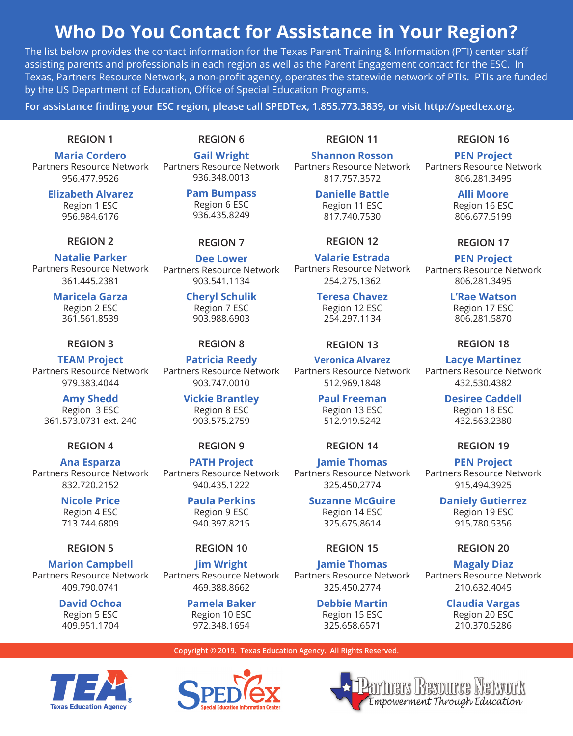# Who Do You Contact for Assistance in Your Region?

The list below provides the contact information for the Texas Parent Training & Information (PTI) center staff assisting parents and professionals in each region as well as the Parent Engagement contact for the ESC. In Texas, Partners Resource Network, a non-profit agency, operates the statewide network of PTIs. PTIs are funded by the US Department of Education, Office of Special Education Programs.

**For assistance finding your ESC region, please call SPEDTex, 1.855.773.3839, or visit http://spedtex.org.**

### REGION 1

**Maria Cordero**
Partners Resource Network
956.477.9526

**Elizabeth Alvarez**
Region 1 ESC
956.984.6176

### REGION 2

**Natalie Parker**
Partners Resource Network
361.445.2381

**Maricela Garza**
Region 2 ESC
361.561.8539

### REGION 3

**TEAM Project**
Partners Resource Network
979.383.4044

**Amy Shedd**
Region 3 ESC
361.573.0731 ext. 240

### REGION 4

**Ana Esparza**
Partners Resource Network
832.720.2152

**Nicole Price**
Region 4 ESC
713.744.6809

### REGION 5

**Marion Campbell**
Partners Resource Network
409.790.0741

**David Ochoa**
Region 5 ESC
409.951.1704

### REGION 6

**Gail Wright**
Partners Resource Network
936.348.0013

**Pam Bumpass**
Region 6 ESC
936.435.8249

### REGION 7

**Dee Lower**
Partners Resource Network
903.541.1134

**Cheryl Schulik**
Region 7 ESC
903.988.6903

### REGION 8

**Patricia Reedy**
Partners Resource Network
903.747.0010

**Vickie Brantley**
Region 8 ESC
903.575.2759

### REGION 9

**PATH Project**
Partners Resource Network
940.435.1222

**Paula Perkins**
Region 9 ESC
940.397.8215

### REGION 10

**Jim Wright**
Partners Resource Network
469.388.8662

**Pamela Baker**
Region 10 ESC
972.348.1654

### REGION 11

**Shannon Rosson**
Partners Resource Network
817.757.3572

**Danielle Battle**
Region 11 ESC
817.740.7530

### REGION 12

**Valarie Estrada**
Partners Resource Network
254.275.1362

**Teresa Chavez**
Region 12 ESC
254.297.1134

### REGION 13

**Veronica Alvarez**
Partners Resource Network
512.969.1848

**Paul Freeman**
Region 13 ESC
512.919.5242

### REGION 14

**Jamie Thomas**
Partners Resource Network
325.450.2774

**Suzanne McGuire**
Region 14 ESC
325.675.8614

### REGION 15

**Jamie Thomas**
Partners Resource Network
325.450.2774

**Debbie Martin**
Region 15 ESC
325.658.6571

### REGION 16

**PEN Project**
Partners Resource Network
806.281.3495

**Alli Moore**
Region 16 ESC
806.677.5199

### REGION 17

**PEN Project**
Partners Resource Network
806.281.3495

**L'Rae Watson**
Region 17 ESC
806.281.5870

### REGION 18

**Lacye Martinez**
Partners Resource Network
432.530.4382

**Desiree Caddell**
Region 18 ESC
432.563.2380

### REGION 19

**PEN Project**
Partners Resource Network
915.494.3925

**Daniely Gutierrez**
Region 19 ESC
915.780.5356

### REGION 20

**Magaly Diaz**
Partners Resource Network
210.632.4045

**Claudia Vargas**
Region 20 ESC
210.370.5286

Copyright © 2019. Texas Education Agency. All Rights Reserved.

TEA Texas Education Agency

SPEDTex Special Education Information Center

Partners Resource Network *Empowerment Through Education*